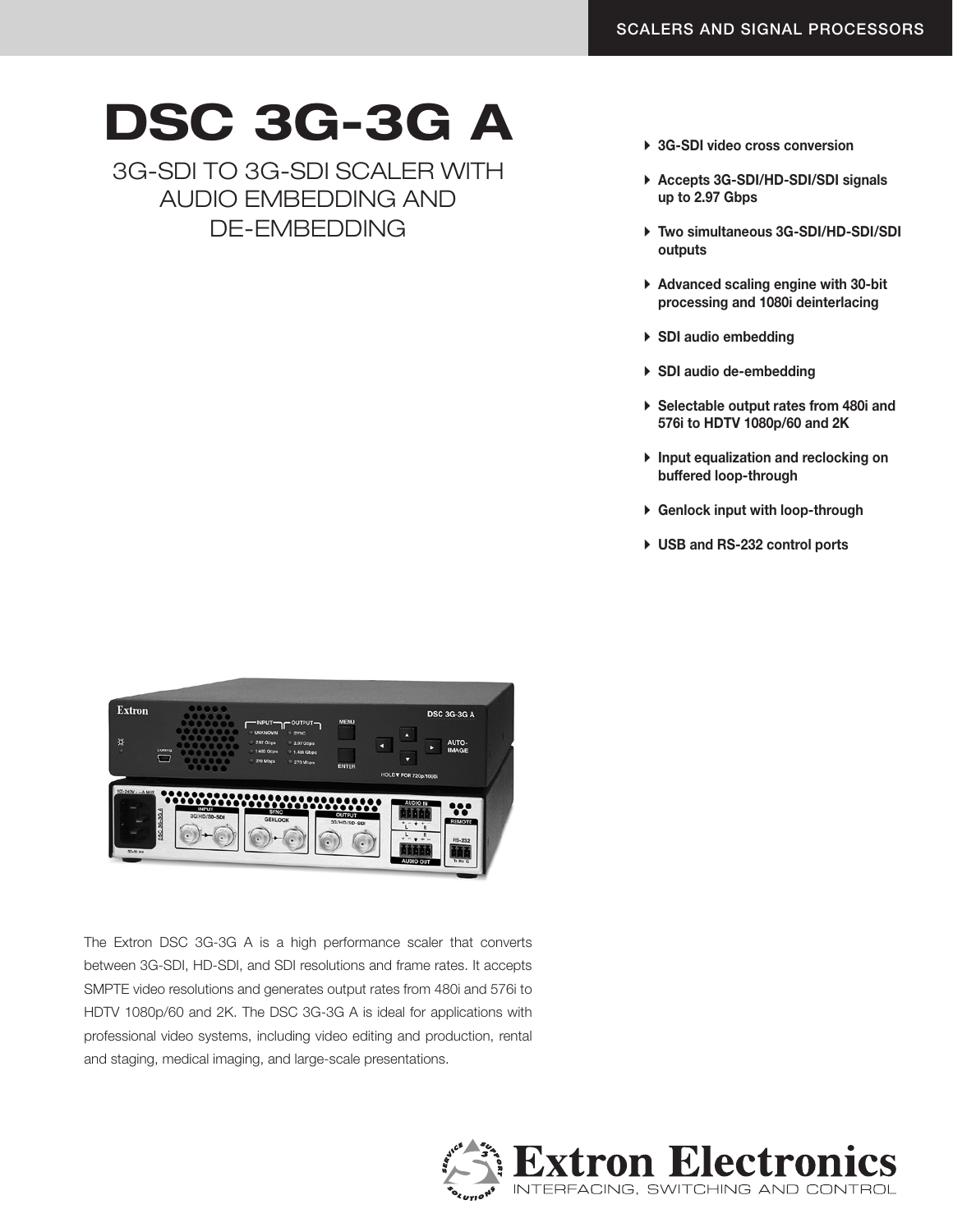SCALERS AND SIGNAL PROCESSORS

# DSC 3G-3G A

## 3G-SDI TO 3G-SDI SCALER WITH AUDIO EMBEDDING AND DE-EMBEDDING

- **3G-SDI video cross conversion**
- **Accepts 3G-SDI/HD-SDI/SDI signals up to 2.97 Gbps**
- **Two simultaneous 3G-SDI/HD-SDI/SDI outputs**
- **Advanced scaling engine with 30-bit processing and 1080i deinterlacing**
- **SDI audio embedding**
- **SDI audio de-embedding**
- **Selectable output rates from 480i and 576i to HDTV 1080p/60 and 2K**
- **Input equalization and reclocking on buffered loop-through**
- **Genlock input with loop-through**
- **USB and RS-232 control ports**

The Extron DSC 3G-3G A is a high performance scaler that converts between 3G-SDI, HD-SDI, and SDI resolutions and frame rates. It accepts SMPTE video resolutions and generates output rates from 480i and 576i to HDTV 1080p/60 and 2K. The DSC 3G-3G A is ideal for applications with professional video systems, including video editing and production, rental and staging, medical imaging, and large-scale presentations.

Extron Electronics
INTERFACING, SWITCHING AND CONTROL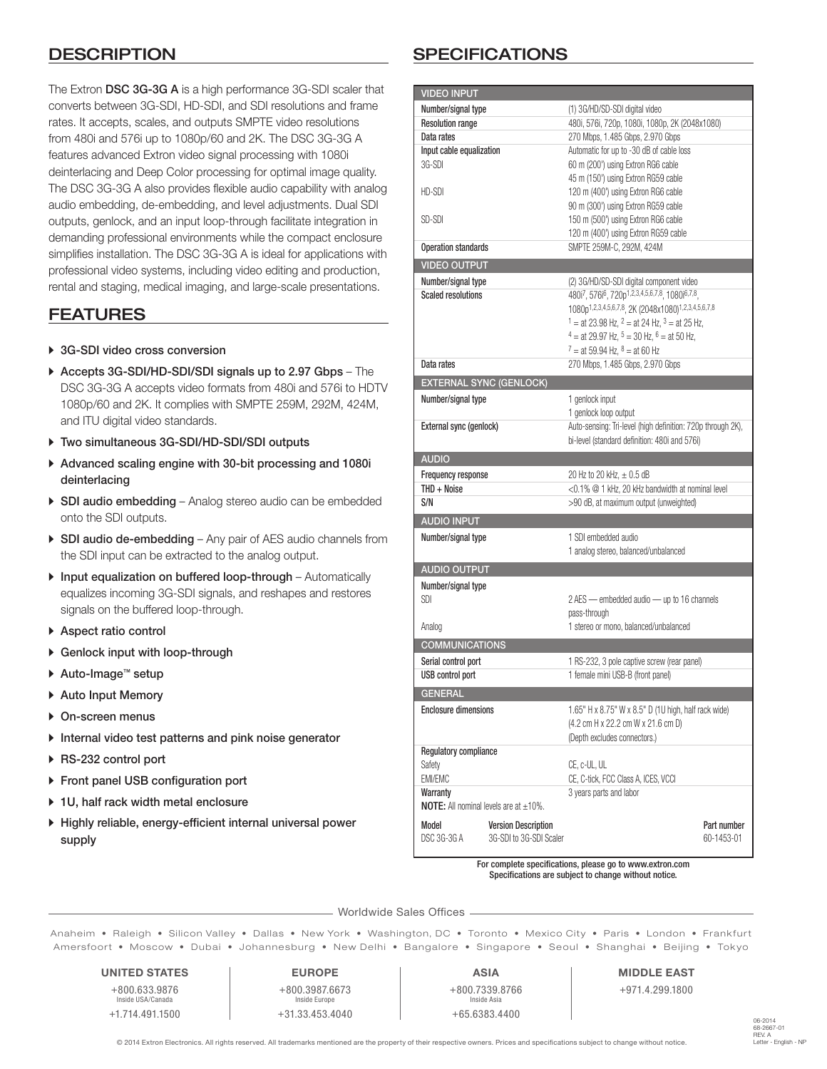## DESCRIPTION

The Extron **DSC 3G-3G A** is a high performance 3G-SDI scaler that converts between 3G-SDI, HD-SDI, and SDI resolutions and frame rates. It accepts, scales, and outputs SMPTE video resolutions from 480i and 576i up to 1080p/60 and 2K. The DSC 3G-3G A features advanced Extron video signal processing with 1080i deinterlacing and Deep Color processing for optimal image quality. The DSC 3G-3G A also provides flexible audio capability with analog audio embedding, de-embedding, and level adjustments. Dual SDI outputs, genlock, and an input loop-through facilitate integration in demanding professional environments while the compact enclosure simplifies installation. The DSC 3G-3G A is ideal for applications with professional video systems, including video editing and production, rental and staging, medical imaging, and large-scale presentations.

## FEATURES

- **3G-SDI video cross conversion**
- **Accepts 3G-SDI/HD-SDI/SDI signals up to 2.97 Gbps** – The DSC 3G-3G A accepts video formats from 480i and 576i to HDTV 1080p/60 and 2K. It complies with SMPTE 259M, 292M, 424M, and ITU digital video standards.
- **Two simultaneous 3G-SDI/HD-SDI/SDI outputs**
- **Advanced scaling engine with 30-bit processing and 1080i deinterlacing**
- **SDI audio embedding** – Analog stereo audio can be embedded onto the SDI outputs.
- **SDI audio de-embedding** – Any pair of AES audio channels from the SDI input can be extracted to the analog output.
- **Input equalization on buffered loop-through** – Automatically equalizes incoming 3G-SDI signals, and reshapes and restores signals on the buffered loop-through.
- **Aspect ratio control**
- **Genlock input with loop-through**
- **Auto-Image™ setup**
- **Auto Input Memory**
- **On-screen menus**
- **Internal video test patterns and pink noise generator**
- **RS-232 control port**
- **Front panel USB configuration port**
- **1U, half rack width metal enclosure**
- **Highly reliable, energy-efficient internal universal power supply**

## SPECIFICATIONS

| | |
|---|---|
| **VIDEO INPUT** | |
| Number/signal type | (1) 3G/HD/SD-SDI digital video |
| Resolution range | 480i, 576i, 720p, 1080i, 1080p, 2K (2048x1080) |
| Data rates | 270 Mbps, 1.485 Gbps, 2.970 Gbps |
| Input cable equalization | Automatic for up to -30 dB of cable loss |
| 3G-SDI | 60 m (200') using Extron RG6 cable<br>45 m (150') using Extron RG59 cable |
| HD-SDI | 120 m (400') using Extron RG6 cable<br>90 m (300') using Extron RG59 cable |
| SD-SDI | 150 m (500') using Extron RG6 cable<br>120 m (400') using Extron RG59 cable |
| Operation standards | SMPTE 259M-C, 292M, 424M |
| **VIDEO OUTPUT** | |
| Number/signal type | (2) 3G/HD/SD-SDI digital component video |
| Scaled resolutions | 480i[7], 576i[6], 720p[1,2,3,4,5,6,7,8], 1080i[6,7,8], 1080p[1,2,3,4,5,6,7,8], 2K (2048x1080)[1,2,3,4,5,6,7,8]<br>[1] = at 23.98 Hz, [2] = at 24 Hz, [3] = at 25 Hz, [4] = at 29.97 Hz, [5] = 30 Hz, [6] = at 50 Hz, [7] = at 59.94 Hz, [8] = at 60 Hz |
| Data rates | 270 Mbps, 1.485 Gbps, 2.970 Gbps |
| **EXTERNAL SYNC (GENLOCK)** | |
| Number/signal type | 1 genlock input<br>1 genlock loop output |
| External sync (genlock) | Auto-sensing: Tri-level (high definition: 720p through 2K), bi-level (standard definition: 480i and 576i) |
| **AUDIO** | |
| Frequency response | 20 Hz to 20 kHz, ± 0.5 dB |
| THD + Noise | <0.1% @ 1 kHz, 20 kHz bandwidth at nominal level |
| S/N | >90 dB, at maximum output (unweighted) |
| **AUDIO INPUT** | |
| Number/signal type | 1 SDI embedded audio<br>1 analog stereo, balanced/unbalanced |
| **AUDIO OUTPUT** | |
| Number/signal type | |
| SDI | 2 AES — embedded audio — up to 16 channels pass-through |
| Analog | 1 stereo or mono, balanced/unbalanced |
| **COMMUNICATIONS** | |
| Serial control port | 1 RS-232, 3 pole captive screw (rear panel) |
| USB control port | 1 female mini USB-B (front panel) |
| **GENERAL** | |
| Enclosure dimensions | 1.65" H x 8.75" W x 8.5" D (1U high, half rack wide)<br>(4.2 cm H x 22.2 cm W x 21.6 cm D)<br>(Depth excludes connectors.) |
| Regulatory compliance | |
| Safety | CE, c-UL, UL |
| EMI/EMC | CE, C-tick, FCC Class A, ICES, VCCI |
| Warranty | 3 years parts and labor |

**NOTE:** All nominal levels are at ±10%.

| Model | Version Description | Part number |
|---|---|---|
| DSC 3G-3G A | 3G-SDI to 3G-SDI Scaler | 60-1453-01 |

For complete specifications, please go to www.extron.com
Specifications are subject to change without notice.

Worldwide Sales Offices

Anaheim • Raleigh • Silicon Valley • Dallas • New York • Washington, DC • Toronto • Mexico City • Paris • London • Frankfurt
Amersfoort • Moscow • Dubai • Johannesburg • New Delhi • Bangalore • Singapore • Seoul • Shanghai • Beijing • Tokyo

| UNITED STATES | EUROPE | ASIA | MIDDLE EAST |
|---|---|---|---|
| +800.633.9876<br>Inside USA/Canada | +800.3987.6673<br>Inside Europe | +800.7339.8766<br>Inside Asia | +971.4.299.1800 |
| +1.714.491.1500 | +31.33.453.4040 | +65.6383.4400 | |

06-2014
68-2667-01
REV. A
Letter - English - NP

© 2014 Extron Electronics. All rights reserved. All trademarks mentioned are the property of their respective owners. Prices and specifications subject to change without notice.